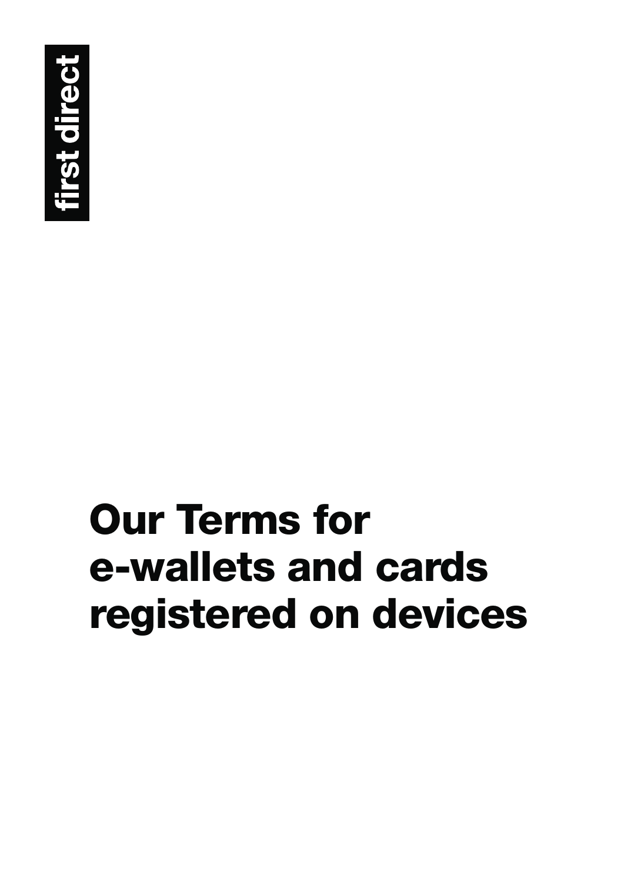first direct

# Our Terms for e-wallets and cards registered on devices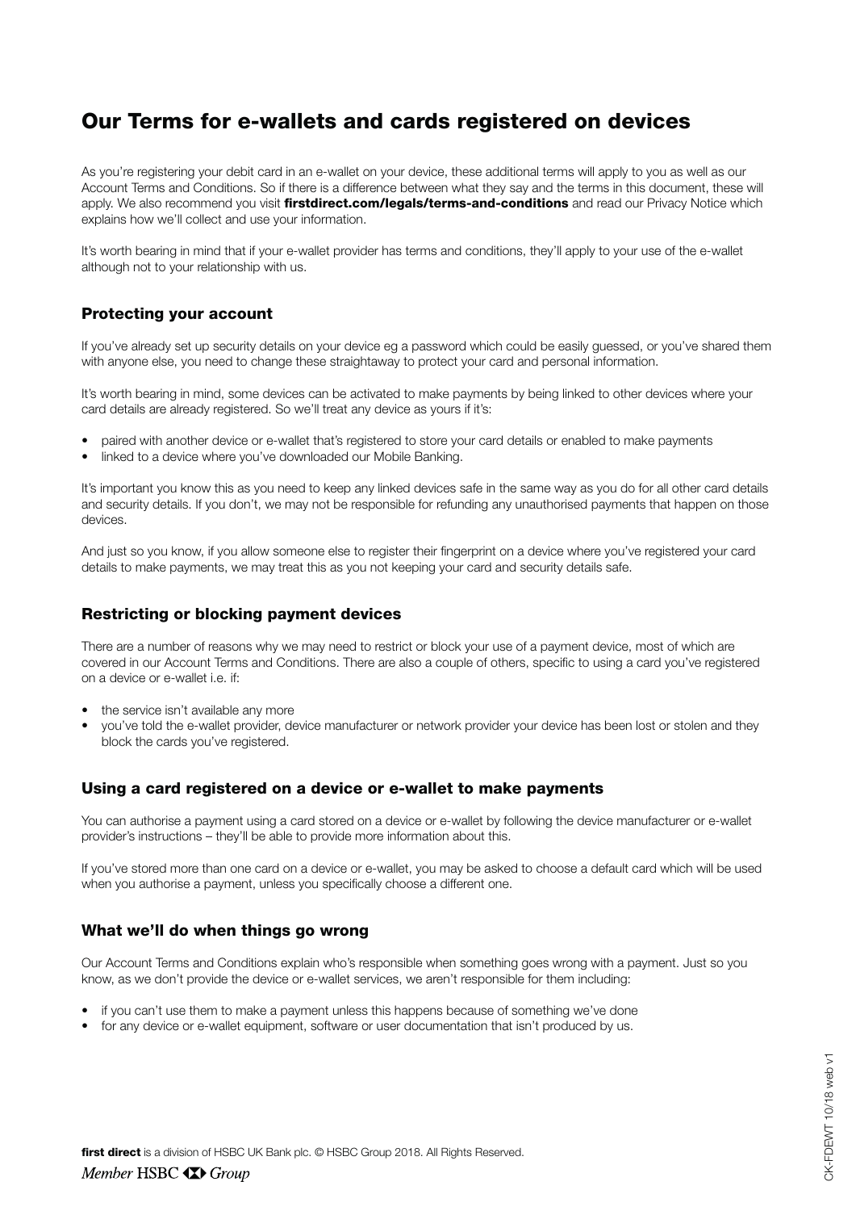# Our Terms for e-wallets and cards registered on devices

As you're registering your debit card in an e-wallet on your device, these additional terms will apply to you as well as our Account Terms and Conditions. So if there is a difference between what they say and the terms in this document, these will apply. We also recommend you visit **firstdirect.com/legals/terms-and-conditions** and read our Privacy Notice which explains how we'll collect and use your information.

It's worth bearing in mind that if your e-wallet provider has terms and conditions, they'll apply to your use of the e-wallet although not to your relationship with us.

## Protecting your account

If you've already set up security details on your device eg a password which could be easily guessed, or you've shared them with anyone else, you need to change these straightaway to protect your card and personal information.

It's worth bearing in mind, some devices can be activated to make payments by being linked to other devices where your card details are already registered. So we'll treat any device as yours if it's:

- paired with another device or e-wallet that's registered to store your card details or enabled to make payments
- linked to a device where you've downloaded our Mobile Banking.

It's important you know this as you need to keep any linked devices safe in the same way as you do for all other card details and security details. If you don't, we may not be responsible for refunding any unauthorised payments that happen on those devices.

And just so you know, if you allow someone else to register their fingerprint on a device where you've registered your card details to make payments, we may treat this as you not keeping your card and security details safe.

## Restricting or blocking payment devices

There are a number of reasons why we may need to restrict or block your use of a payment device, most of which are covered in our Account Terms and Conditions. There are also a couple of others, specific to using a card you've registered on a device or e-wallet i.e. if:

- the service isn't available any more
- you've told the e-wallet provider, device manufacturer or network provider your device has been lost or stolen and they block the cards you've registered.

## Using a card registered on a device or e-wallet to make payments

You can authorise a payment using a card stored on a device or e-wallet by following the device manufacturer or e-wallet provider's instructions – they'll be able to provide more information about this.

If you've stored more than one card on a device or e-wallet, you may be asked to choose a default card which will be used when you authorise a payment, unless you specifically choose a different one.

## What we'll do when things go wrong

Our Account Terms and Conditions explain who's responsible when something goes wrong with a payment. Just so you know, as we don't provide the device or e-wallet services, we aren't responsible for them including:

- if you can't use them to make a payment unless this happens because of something we've done
- for any device or e-wallet equipment, software or user documentation that isn't produced by us.

**first direct** is a division of HSBC UK Bank plc. © HSBC Group 2018. All Rights Reserved.

*Member* HSBC *Group*

CK-FDEWT 10/18 web v1